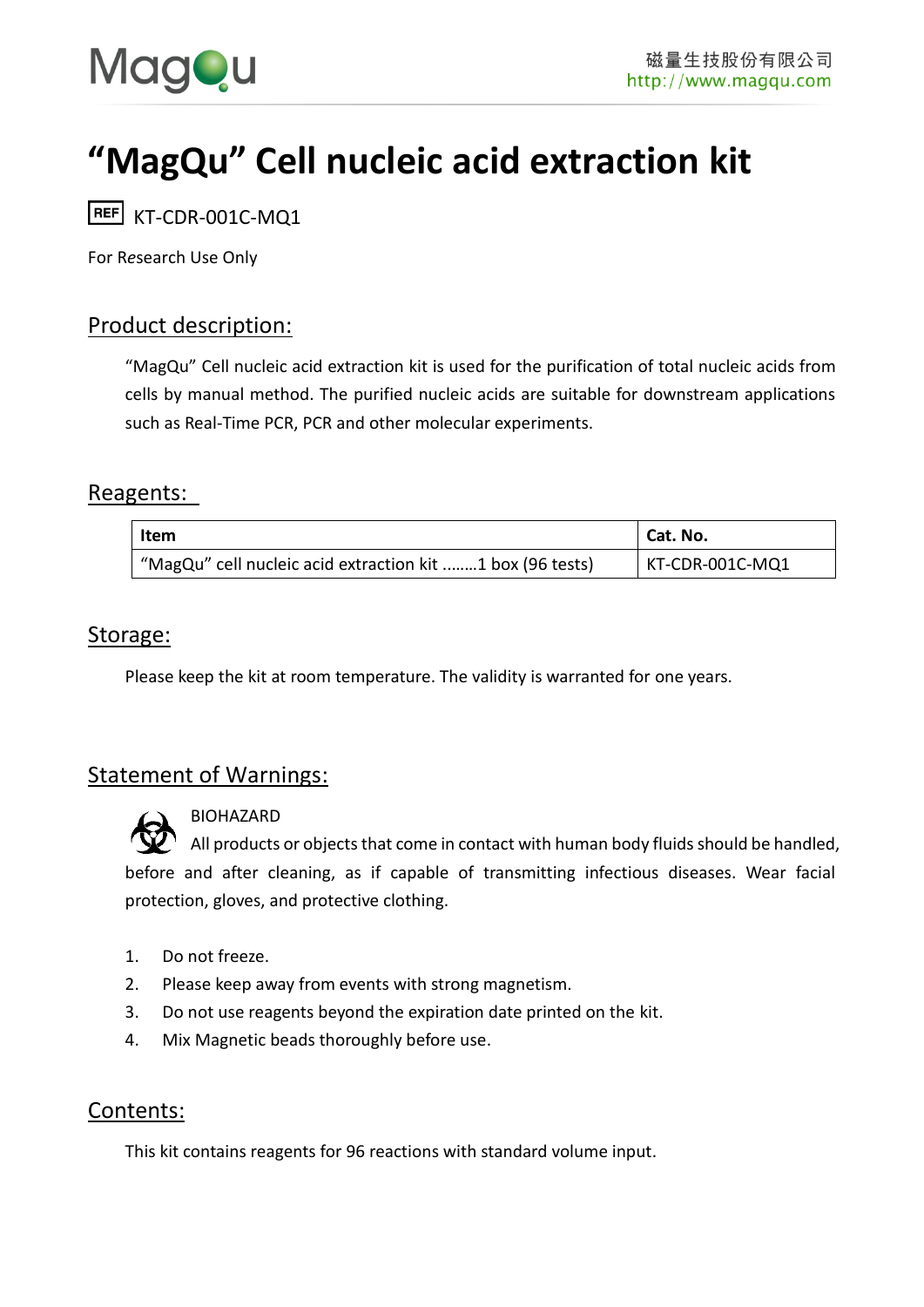# "MagQu" Cell nucleic acid extraction kit

REF KT-CDR-001C-MQ1

For Research Use Only

## Product description:

"MagQu" Cell nucleic acid extraction kit is used for the purification of total nucleic acids from cells by manual method. The purified nucleic acids are suitable for downstream applications such as Real-Time PCR, PCR and other molecular experiments.

## Reagents:

| Item | Cat. No. |
|---|---|
| "MagQu" cell nucleic acid extraction kit ……..1 box (96 tests) | KT-CDR-001C-MQ1 |

## Storage:

Please keep the kit at room temperature. The validity is warranted for one years.

## Statement of Warnings:

BIOHAZARD

All products or objects that come in contact with human body fluids should be handled, before and after cleaning, as if capable of transmitting infectious diseases. Wear facial protection, gloves, and protective clothing.

1. Do not freeze.
2. Please keep away from events with strong magnetism.
3. Do not use reagents beyond the expiration date printed on the kit.
4. Mix Magnetic beads thoroughly before use.

## Contents:

This kit contains reagents for 96 reactions with standard volume input.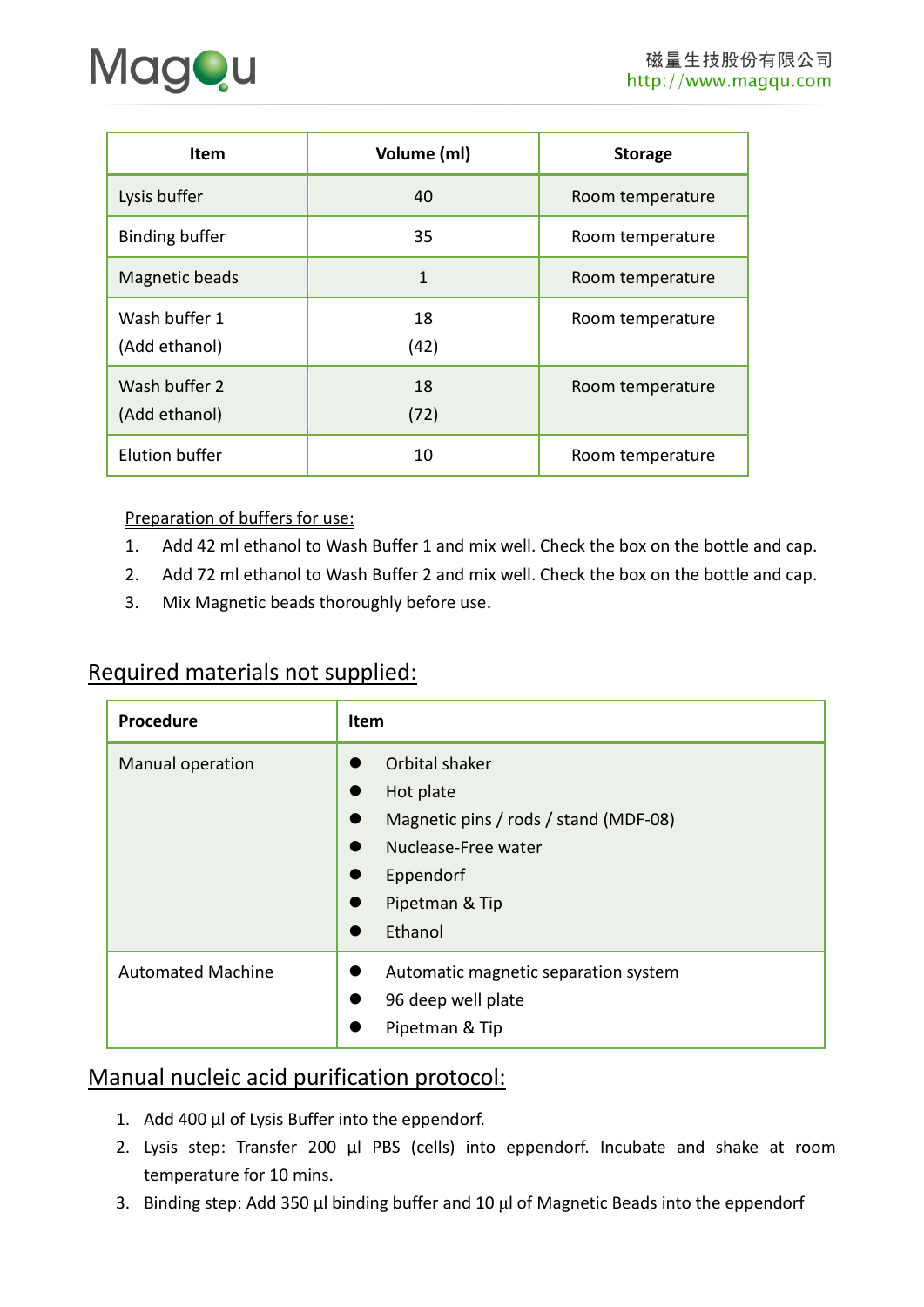| Item | Volume (ml) | Storage |
|---|---|---|
| Lysis buffer | 40 | Room temperature |
| Binding buffer | 35 | Room temperature |
| Magnetic beads | 1 | Room temperature |
| Wash buffer 1 (Add ethanol) | 18 (42) | Room temperature |
| Wash buffer 2 (Add ethanol) | 18 (72) | Room temperature |
| Elution buffer | 10 | Room temperature |

Preparation of buffers for use:

1. Add 42 ml ethanol to Wash Buffer 1 and mix well. Check the box on the bottle and cap.
2. Add 72 ml ethanol to Wash Buffer 2 and mix well. Check the box on the bottle and cap.
3. Mix Magnetic beads thoroughly before use.

## Required materials not supplied:

| Procedure | Item |
|---|---|
| Manual operation | ● Orbital shaker<br>● Hot plate<br>● Magnetic pins / rods / stand (MDF-08)<br>● Nuclease-Free water<br>● Eppendorf<br>● Pipetman & Tip<br>● Ethanol |
| Automated Machine | ● Automatic magnetic separation system<br>● 96 deep well plate<br>● Pipetman & Tip |

## Manual nucleic acid purification protocol:

1. Add 400 µl of Lysis Buffer into the eppendorf.
2. Lysis step: Transfer 200 µl PBS (cells) into eppendorf. Incubate and shake at room temperature for 10 mins.
3. Binding step: Add 350 µl binding buffer and 10 µl of Magnetic Beads into the eppendorf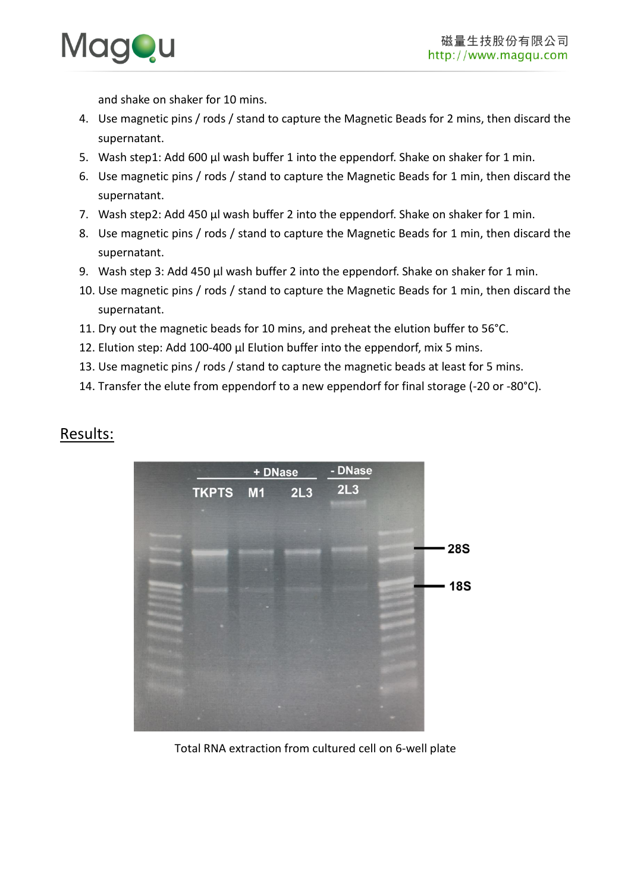and shake on shaker for 10 mins.

4. Use magnetic pins / rods / stand to capture the Magnetic Beads for 2 mins, then discard the supernatant.
5. Wash step1: Add 600 µl wash buffer 1 into the eppendorf. Shake on shaker for 1 min.
6. Use magnetic pins / rods / stand to capture the Magnetic Beads for 1 min, then discard the supernatant.
7. Wash step2: Add 450 µl wash buffer 2 into the eppendorf. Shake on shaker for 1 min.
8. Use magnetic pins / rods / stand to capture the Magnetic Beads for 1 min, then discard the supernatant.
9. Wash step 3: Add 450 µl wash buffer 2 into the eppendorf. Shake on shaker for 1 min.
10. Use magnetic pins / rods / stand to capture the Magnetic Beads for 1 min, then discard the supernatant.
11. Dry out the magnetic beads for 10 mins, and preheat the elution buffer to 56°C.
12. Elution step: Add 100-400 µl Elution buffer into the eppendorf, mix 5 mins.
13. Use magnetic pins / rods / stand to capture the magnetic beads at least for 5 mins.
14. Transfer the elute from eppendorf to a new eppendorf for final storage (-20 or -80°C).

## Results:

Total RNA extraction from cultured cell on 6-well plate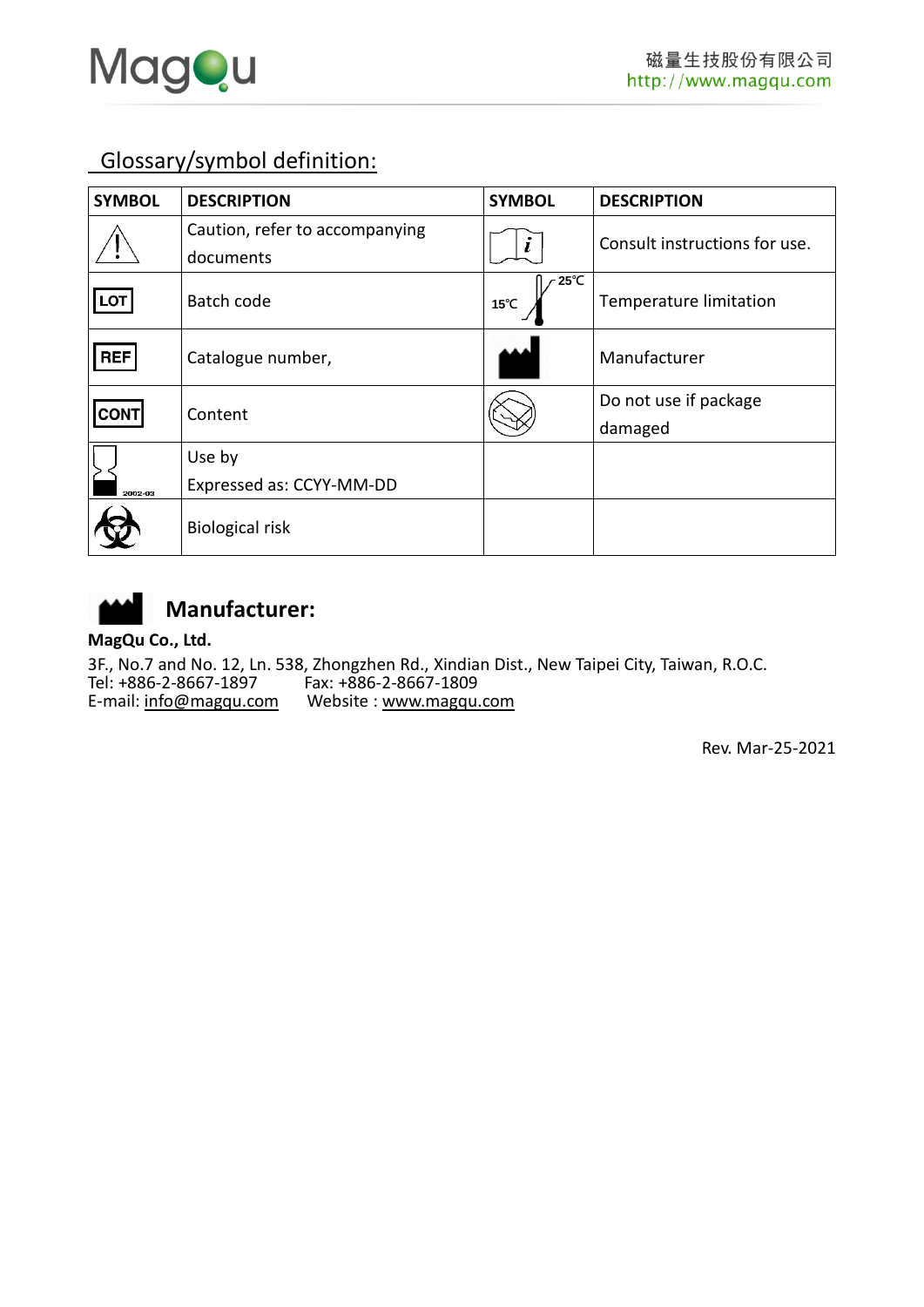## Glossary/symbol definition:

| SYMBOL | DESCRIPTION | SYMBOL | DESCRIPTION |
|---|---|---|---|
| ⚠ | Caution, refer to accompanying documents | i | Consult instructions for use. |
| LOT | Batch code | 15℃ 25℃ | Temperature limitation |
| REF | Catalogue number, | | Manufacturer |
| CONT | Content | | Do not use if package damaged |
| 2002-03 | Use by<br>Expressed as: CCYY-MM-DD | | |
| | Biological risk | | |

## Manufacturer:

**MagQu Co., Ltd.**

3F., No.7 and No. 12, Ln. 538, Zhongzhen Rd., Xindian Dist., New Taipei City, Taiwan, R.O.C.
Tel: +886-2-8667-1897 Fax: +886-2-8667-1809
E-mail: info@magqu.com Website : www.magqu.com

Rev. Mar-25-2021